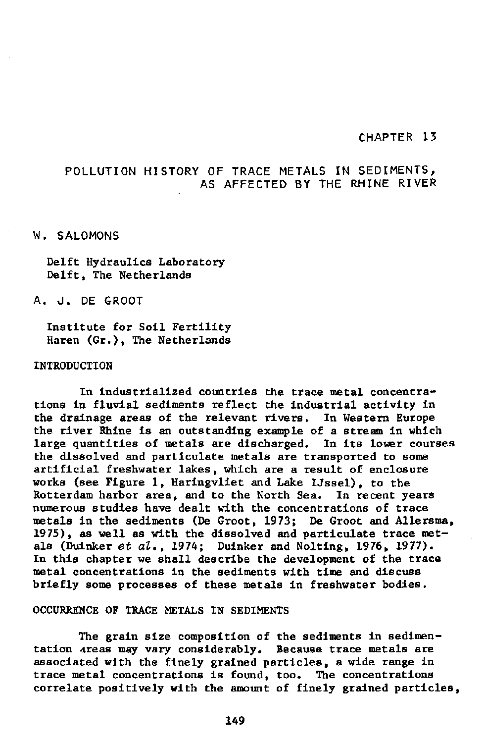CHAPTER 13

# POLLUTION HISTORY OF TRACE METALS IN SEDIMENTS, AS AFFECTED BY THE RHINE RIVER

W. SALOMONS

Delft Hydraulics Laboratory
Delft, The Netherlands

A. J. DE GROOT

Institute for Soil Fertility
Haren (Gr.), The Netherlands

## INTRODUCTION

In industrialized countries the trace metal concentrations in fluvial sediments reflect the industrial activity in the drainage areas of the relevant rivers. In Western Europe the river Rhine is an outstanding example of a stream in which large quantities of metals are discharged. In its lower courses the dissolved and particulate metals are transported to some artificial freshwater lakes, which are a result of enclosure works (see Figure 1, Haringvliet and Lake IJssel), to the Rotterdam harbor area, and to the North Sea. In recent years numerous studies have dealt with the concentrations of trace metals in the sediments (De Groot, 1973; De Groot and Allersma, 1975), as well as with the dissolved and particulate trace metals (Duinker *et al.*, 1974; Duinker and Nolting, 1976, 1977). In this chapter we shall describe the development of the trace metal concentrations in the sediments with time and discuss briefly some processes of these metals in freshwater bodies.

## OCCURRENCE OF TRACE METALS IN SEDIMENTS

The grain size composition of the sediments in sedimentation areas may vary considerably. Because trace metals are associated with the finely grained particles, a wide range in trace metal concentrations is found, too. The concentrations correlate positively with the amount of finely grained particles,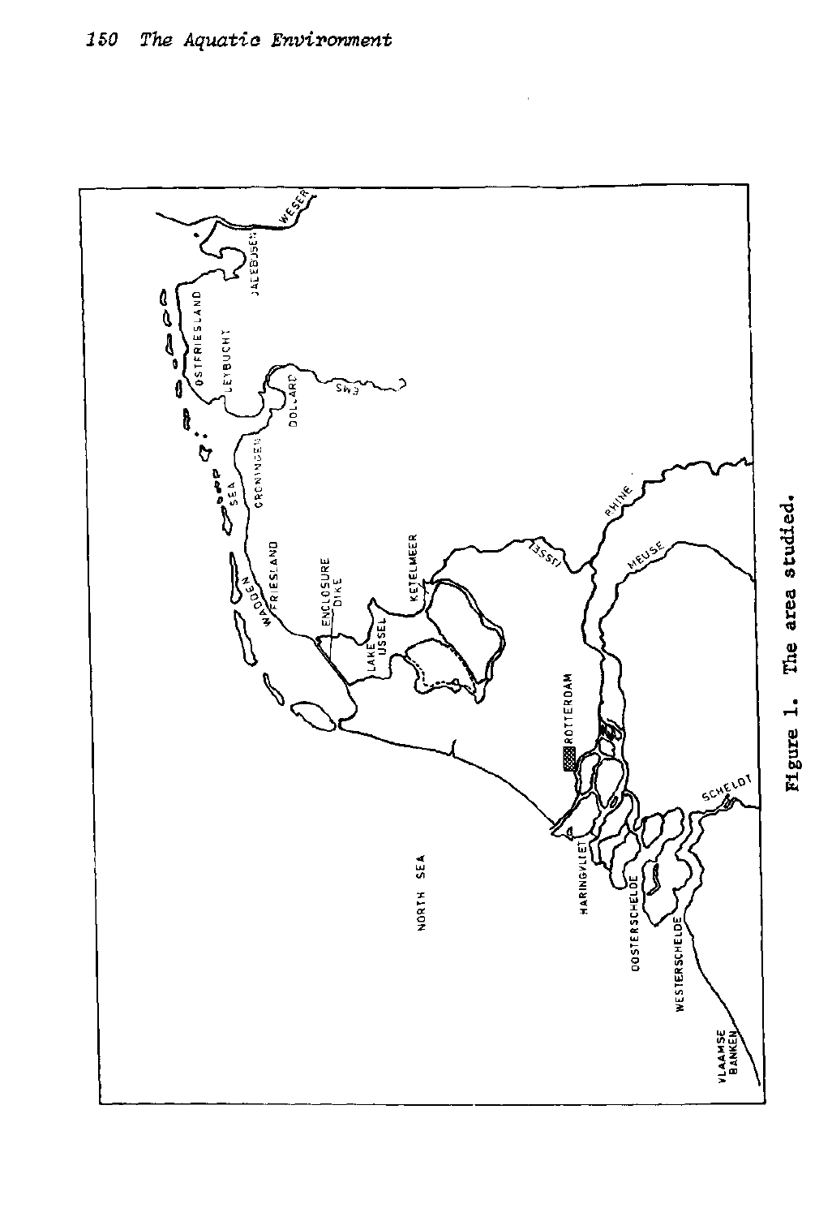Figure 1. The area studied.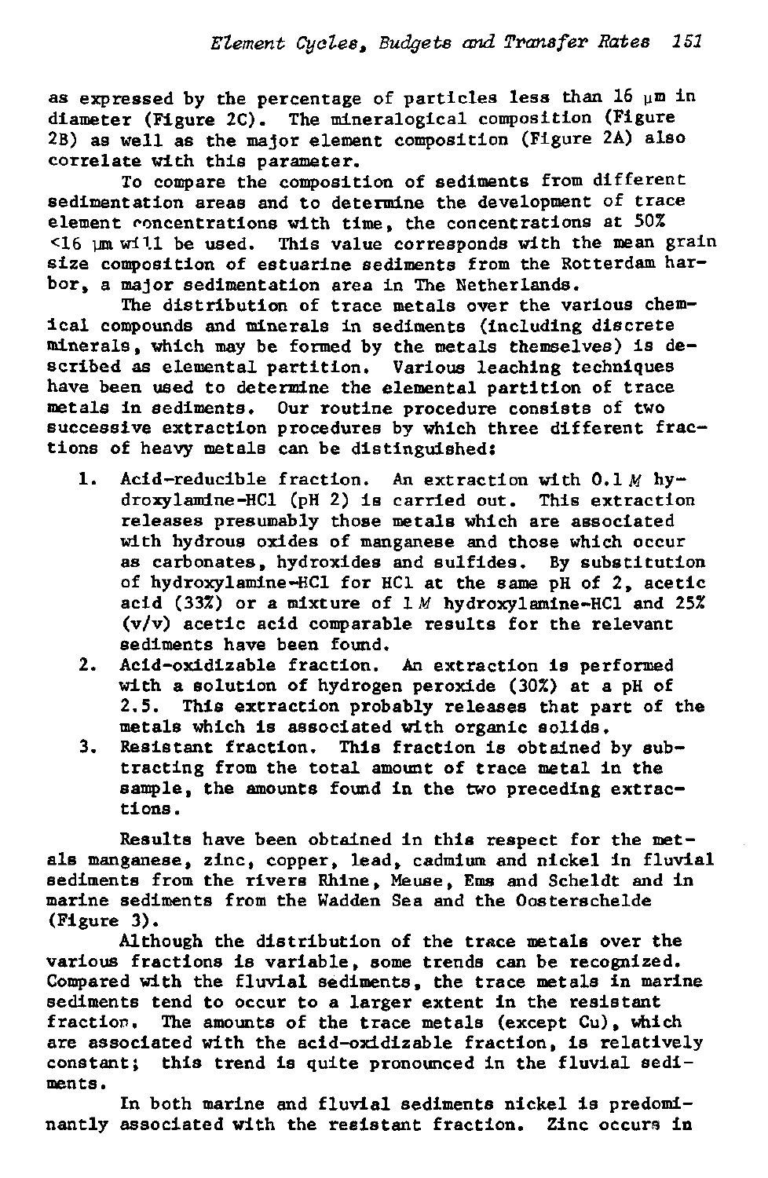as expressed by the percentage of particles less than 16 μm in diameter (Figure 2C). The mineralogical composition (Figure 2B) as well as the major element composition (Figure 2A) also correlate with this parameter.

To compare the composition of sediments from different sedimentation areas and to determine the development of trace element concentrations with time, the concentrations at 50% <16 μm will be used. This value corresponds with the mean grain size composition of estuarine sediments from the Rotterdam harbor, a major sedimentation area in The Netherlands.

The distribution of trace metals over the various chemical compounds and minerals in sediments (including discrete minerals, which may be formed by the metals themselves) is described as elemental partition. Various leaching techniques have been used to determine the elemental partition of trace metals in sediments. Our routine procedure consists of two successive extraction procedures by which three different fractions of heavy metals can be distinguished:

1. Acid-reducible fraction. An extraction with 0.1 *M* hydroxylamine-HCl (pH 2) is carried out. This extraction releases presumably those metals which are associated with hydrous oxides of manganese and those which occur as carbonates, hydroxides and sulfides. By substitution of hydroxylamine-HCl for HCl at the same pH of 2, acetic acid (33%) or a mixture of 1 *M* hydroxylamine-HCl and 25% (v/v) acetic acid comparable results for the relevant sediments have been found.
2. Acid-oxidizable fraction. An extraction is performed with a solution of hydrogen peroxide (30%) at a pH of 2.5. This extraction probably releases that part of the metals which is associated with organic solids.
3. Resistant fraction. This fraction is obtained by subtracting from the total amount of trace metal in the sample, the amounts found in the two preceding extractions.

Results have been obtained in this respect for the metals manganese, zinc, copper, lead, cadmium and nickel in fluvial sediments from the rivers Rhine, Meuse, Ems and Scheldt and in marine sediments from the Wadden Sea and the Oosterschelde (Figure 3).

Although the distribution of the trace metals over the various fractions is variable, some trends can be recognized. Compared with the fluvial sediments, the trace metals in marine sediments tend to occur to a larger extent in the resistant fraction. The amounts of the trace metals (except Cu), which are associated with the acid-oxidizable fraction, is relatively constant; this trend is quite pronounced in the fluvial sediments.

In both marine and fluvial sediments nickel is predominantly associated with the resistant fraction. Zinc occurs in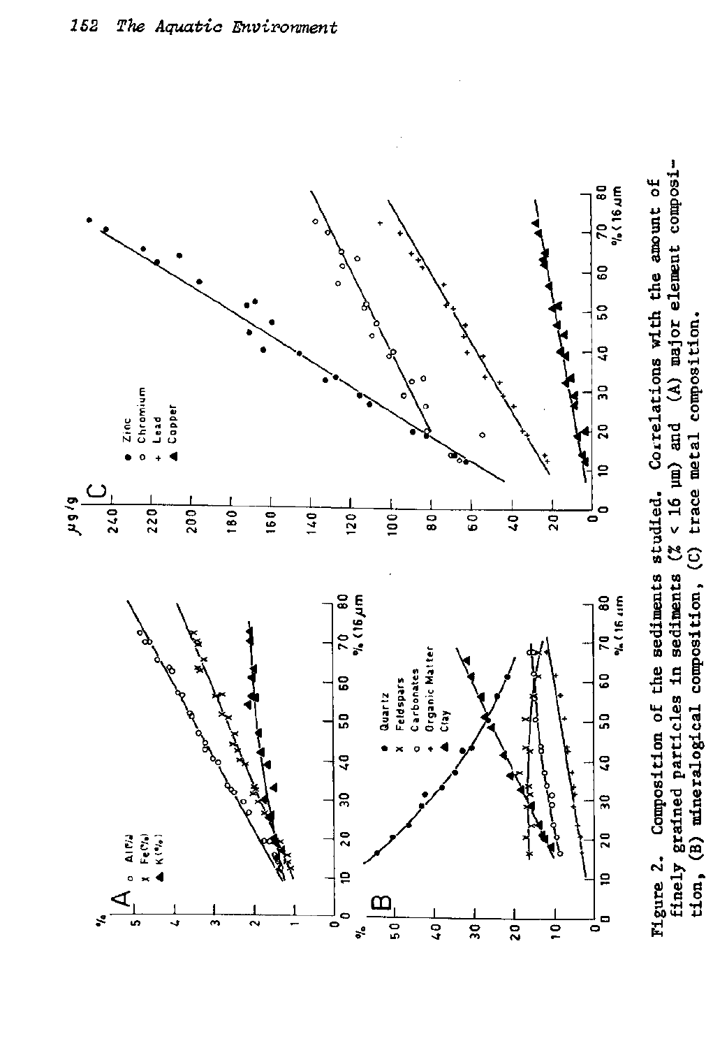Figure 2. Composition of the sediments studied. Correlations with the amount of finely grained particles in sediments (% < 16 μm) and (A) major element composition, (B) mineralogical composition, (C) trace metal composition.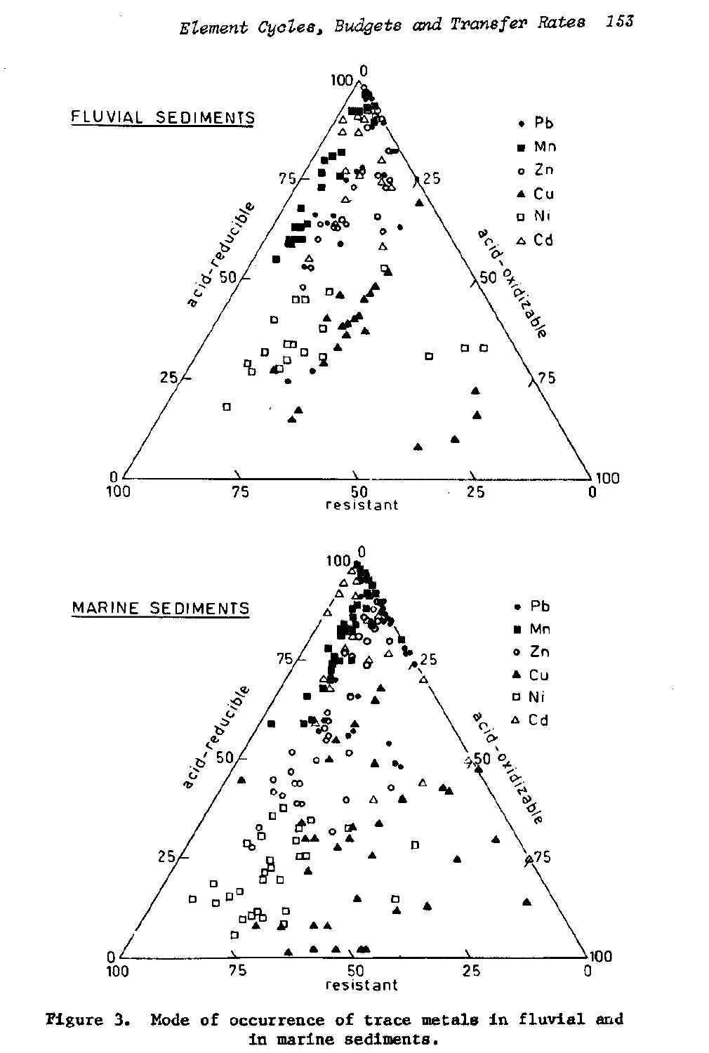Figure 3. Mode of occurrence of trace metals in fluvial and in marine sediments.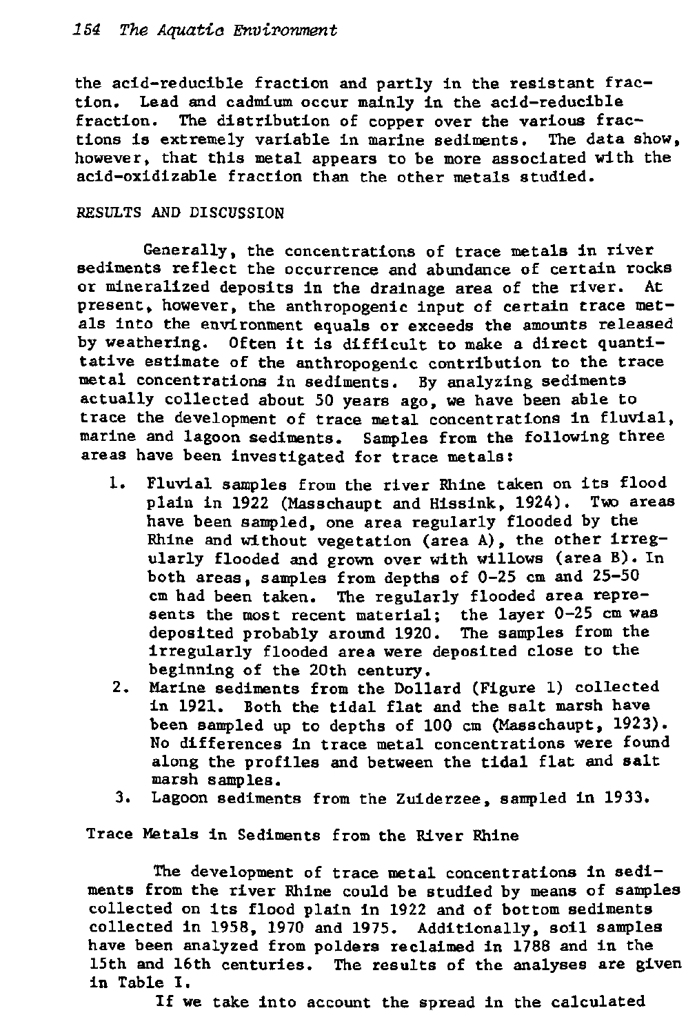the acid-reducible fraction and partly in the resistant fraction. Lead and cadmium occur mainly in the acid-reducible fraction. The distribution of copper over the various fractions is extremely variable in marine sediments. The data show, however, that this metal appears to be more associated with the acid-oxidizable fraction than the other metals studied.

## RESULTS AND DISCUSSION

Generally, the concentrations of trace metals in river sediments reflect the occurrence and abundance of certain rocks or mineralized deposits in the drainage area of the river. At present, however, the anthropogenic input of certain trace metals into the environment equals or exceeds the amounts released by weathering. Often it is difficult to make a direct quantitative estimate of the anthropogenic contribution to the trace metal concentrations in sediments. By analyzing sediments actually collected about 50 years ago, we have been able to trace the development of trace metal concentrations in fluvial, marine and lagoon sediments. Samples from the following three areas have been investigated for trace metals:

1. Fluvial samples from the river Rhine taken on its flood plain in 1922 (Masschaupt and Hissink, 1924). Two areas have been sampled, one area regularly flooded by the Rhine and without vegetation (area A), the other irregularly flooded and grown over with willows (area B). In both areas, samples from depths of 0-25 cm and 25-50 cm had been taken. The regularly flooded area represents the most recent material; the layer 0-25 cm was deposited probably around 1920. The samples from the irregularly flooded area were deposited close to the beginning of the 20th century.
2. Marine sediments from the Dollard (Figure 1) collected in 1921. Both the tidal flat and the salt marsh have been sampled up to depths of 100 cm (Masschaupt, 1923). No differences in trace metal concentrations were found along the profiles and between the tidal flat and salt marsh samples.
3. Lagoon sediments from the Zuiderzee, sampled in 1933.

### Trace Metals in Sediments from the River Rhine

The development of trace metal concentrations in sediments from the river Rhine could be studied by means of samples collected on its flood plain in 1922 and of bottom sediments collected in 1958, 1970 and 1975. Additionally, soil samples have been analyzed from polders reclaimed in 1788 and in the 15th and 16th centuries. The results of the analyses are given in Table I.

If we take into account the spread in the calculated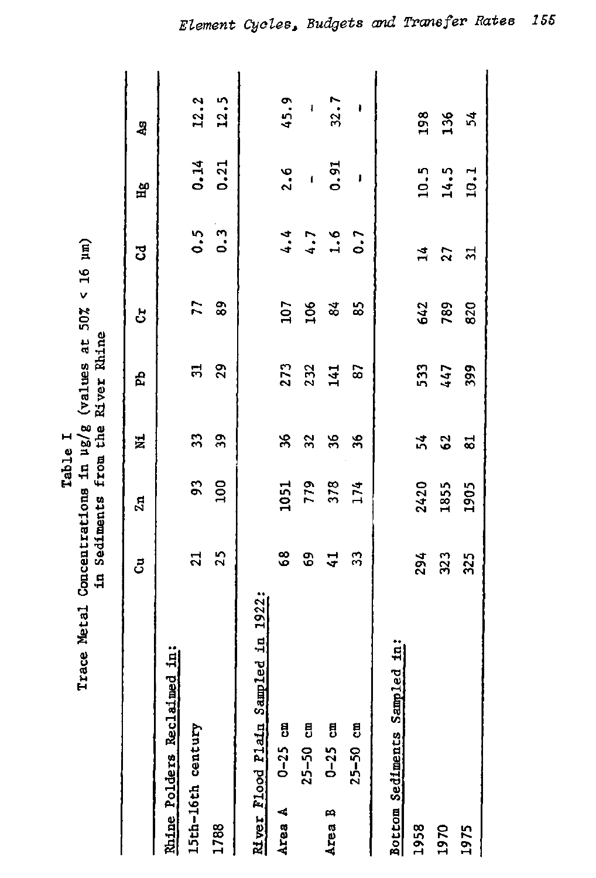Table I
Trace Metal Concentrations in μg/g (values at 50% < 16 μm) in Sediments from the River Rhine

| | Cu | Zn | Ni | Pb | Cr | Cd | Hg | As |
|---|---|---|---|---|---|---|---|---|
| Rhine Polders Reclaimed in: | | | | | | | | |
| 15th-16th century | 21 | 93 | 33 | 31 | 77 | 0.5 | 0.14 | 12.2 |
| 1788 | 25 | 100 | 39 | 29 | 89 | 0.3 | 0.21 | 12.5 |
| River Flood Plain Sampled in 1922: | | | | | | | | |
| Area A 0-25 cm | 68 | 1051 | 36 | 273 | 107 | 4.4 | 2.6 | 45.9 |
| 25-50 cm | 69 | 779 | 32 | 232 | 106 | 4.7 | - | - |
| Area B 0-25 cm | 41 | 378 | 36 | 141 | 84 | 1.6 | 0.91 | 32.7 |
| 25-50 cm | 33 | 174 | 36 | 87 | 85 | 0.7 | - | - |
| Bottom Sediments Sampled in: | | | | | | | | |
| 1958 | 294 | 2420 | 54 | 533 | 642 | 14 | 10.5 | 198 |
| 1970 | 323 | 1855 | 62 | 447 | 789 | 27 | 14.5 | 136 |
| 1975 | 325 | 1905 | 81 | 399 | 820 | 31 | 10.1 | 54 |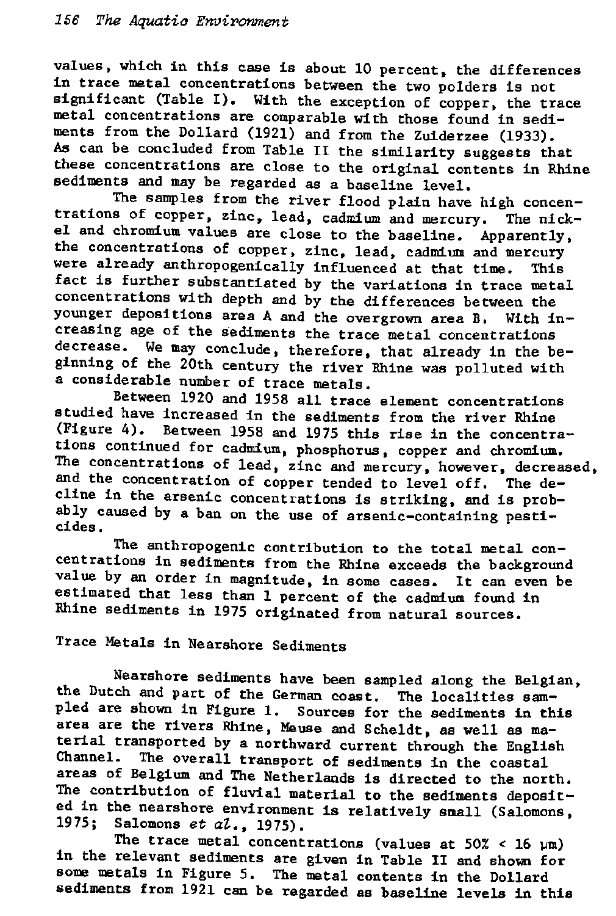values, which in this case is about 10 percent, the differences in trace metal concentrations between the two polders is not significant (Table I). With the exception of copper, the trace metal concentrations are comparable with those found in sediments from the Dollard (1921) and from the Zuiderzee (1933). As can be concluded from Table II the similarity suggests that these concentrations are close to the original contents in Rhine sediments and may be regarded as a baseline level.

The samples from the river flood plain have high concentrations of copper, zinc, lead, cadmium and mercury. The nickel and chromium values are close to the baseline. Apparently, the concentrations of copper, zinc, lead, cadmium and mercury were already anthropogenically influenced at that time. This fact is further substantiated by the variations in trace metal concentrations with depth and by the differences between the younger depositions area A and the overgrown area B. With increasing age of the sediments the trace metal concentrations decrease. We may conclude, therefore, that already in the beginning of the 20th century the river Rhine was polluted with a considerable number of trace metals.

Between 1920 and 1958 all trace element concentrations studied have increased in the sediments from the river Rhine (Figure 4). Between 1958 and 1975 this rise in the concentrations continued for cadmium, phosphorus, copper and chromium. The concentrations of lead, zinc and mercury, however, decreased, and the concentration of copper tended to level off. The decline in the arsenic concentrations is striking, and is probably caused by a ban on the use of arsenic-containing pesticides.

The anthropogenic contribution to the total metal concentrations in sediments from the Rhine exceeds the background value by an order in magnitude, in some cases. It can even be estimated that less than 1 percent of the cadmium found in Rhine sediments in 1975 originated from natural sources.

## Trace Metals in Nearshore Sediments

Nearshore sediments have been sampled along the Belgian, the Dutch and part of the German coast. The localities sampled are shown in Figure 1. Sources for the sediments in this area are the rivers Rhine, Meuse and Scheldt, as well as material transported by a northward current through the English Channel. The overall transport of sediments in the coastal areas of Belgium and The Netherlands is directed to the north. The contribution of fluvial material to the sediments deposited in the nearshore environment is relatively small (Salomons, 1975; Salomons *et al.*, 1975).

The trace metal concentrations (values at 50% < 16 μm) in the relevant sediments are given in Table II and shown for some metals in Figure 5. The metal contents in the Dollard sediments from 1921 can be regarded as baseline levels in this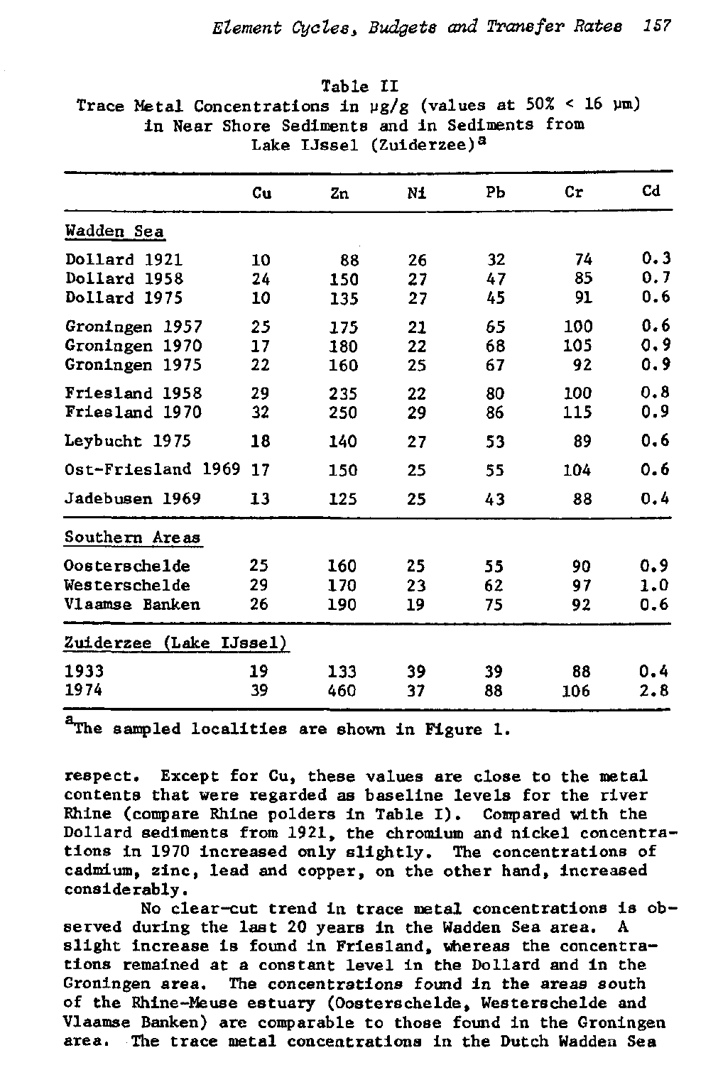Table II
Trace Metal Concentrations in μg/g (values at 50% < 16 μm) in Near Shore Sediments and in Sediments from Lake IJssel (Zuiderzee)[a]

| | Cu | Zn | Ni | Pb | Cr | Cd |
|---|---|---|---|---|---|---|
| **Wadden Sea** | | | | | | |
| Dollard 1921 | 10 | 88 | 26 | 32 | 74 | 0.3 |
| Dollard 1958 | 24 | 150 | 27 | 47 | 85 | 0.7 |
| Dollard 1975 | 10 | 135 | 27 | 45 | 91 | 0.6 |
| Groningen 1957 | 25 | 175 | 21 | 65 | 100 | 0.6 |
| Groningen 1970 | 17 | 180 | 22 | 68 | 105 | 0.9 |
| Groningen 1975 | 22 | 160 | 25 | 67 | 92 | 0.9 |
| Friesland 1958 | 29 | 235 | 22 | 80 | 100 | 0.8 |
| Friesland 1970 | 32 | 250 | 29 | 86 | 115 | 0.9 |
| Leybucht 1975 | 18 | 140 | 27 | 53 | 89 | 0.6 |
| Ost-Friesland 1969 | 17 | 150 | 25 | 55 | 104 | 0.6 |
| Jadebusen 1969 | 13 | 125 | 25 | 43 | 88 | 0.4 |
| **Southern Areas** | | | | | | |
| Oosterschelde | 25 | 160 | 25 | 55 | 90 | 0.9 |
| Westerschelde | 29 | 170 | 23 | 62 | 97 | 1.0 |
| Vlaamse Banken | 26 | 190 | 19 | 75 | 92 | 0.6 |
| **Zuiderzee (Lake IJssel)** | | | | | | |
| 1933 | 19 | 133 | 39 | 39 | 88 | 0.4 |
| 1974 | 39 | 460 | 37 | 88 | 106 | 2.8 |

[a]The sampled localities are shown in Figure 1.

respect. Except for Cu, these values are close to the metal contents that were regarded as baseline levels for the river Rhine (compare Rhine polders in Table I). Compared with the Dollard sediments from 1921, the chromium and nickel concentrations in 1970 increased only slightly. The concentrations of cadmium, zinc, lead and copper, on the other hand, increased considerably.

No clear-cut trend in trace metal concentrations is observed during the last 20 years in the Wadden Sea area. A slight increase is found in Friesland, whereas the concentrations remained at a constant level in the Dollard and in the Groningen area. The concentrations found in the areas south of the Rhine-Meuse estuary (Oosterschelde, Westerschelde and Vlaamse Banken) are comparable to those found in the Groningen area. The trace metal concentrations in the Dutch Wadden Sea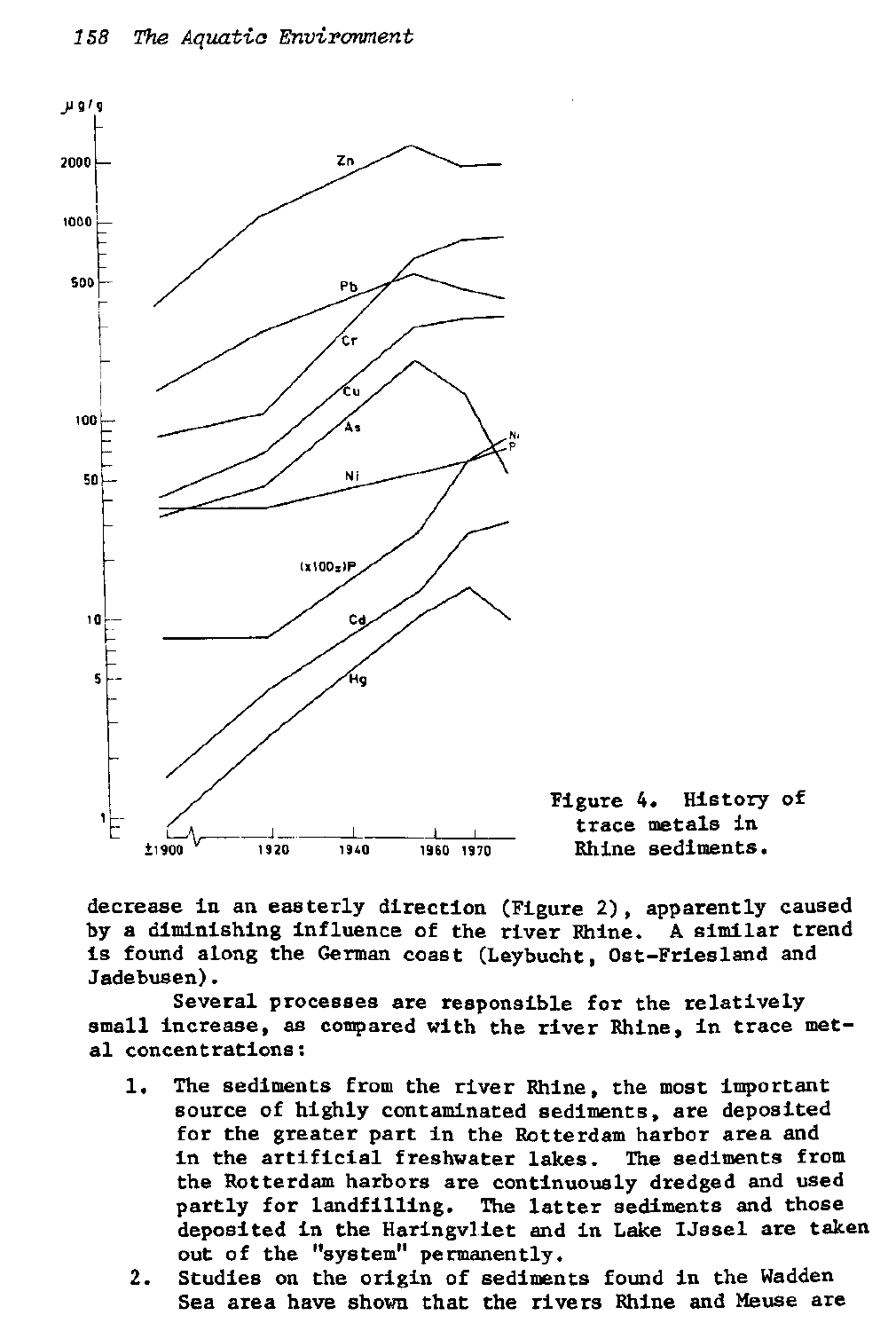Figure 4. History of trace metals in Rhine sediments.

decrease in an easterly direction (Figure 2), apparently caused by a diminishing influence of the river Rhine. A similar trend is found along the German coast (Leybucht, Ost-Friesland and Jadebusen).

Several processes are responsible for the relatively small increase, as compared with the river Rhine, in trace metal concentrations:

1. The sediments from the river Rhine, the most important source of highly contaminated sediments, are deposited for the greater part in the Rotterdam harbor area and in the artificial freshwater lakes. The sediments from the Rotterdam harbors are continuously dredged and used partly for landfilling. The latter sediments and those deposited in the Haringvliet and in Lake IJssel are taken out of the "system" permanently.
2. Studies on the origin of sediments found in the Wadden Sea area have shown that the rivers Rhine and Meuse are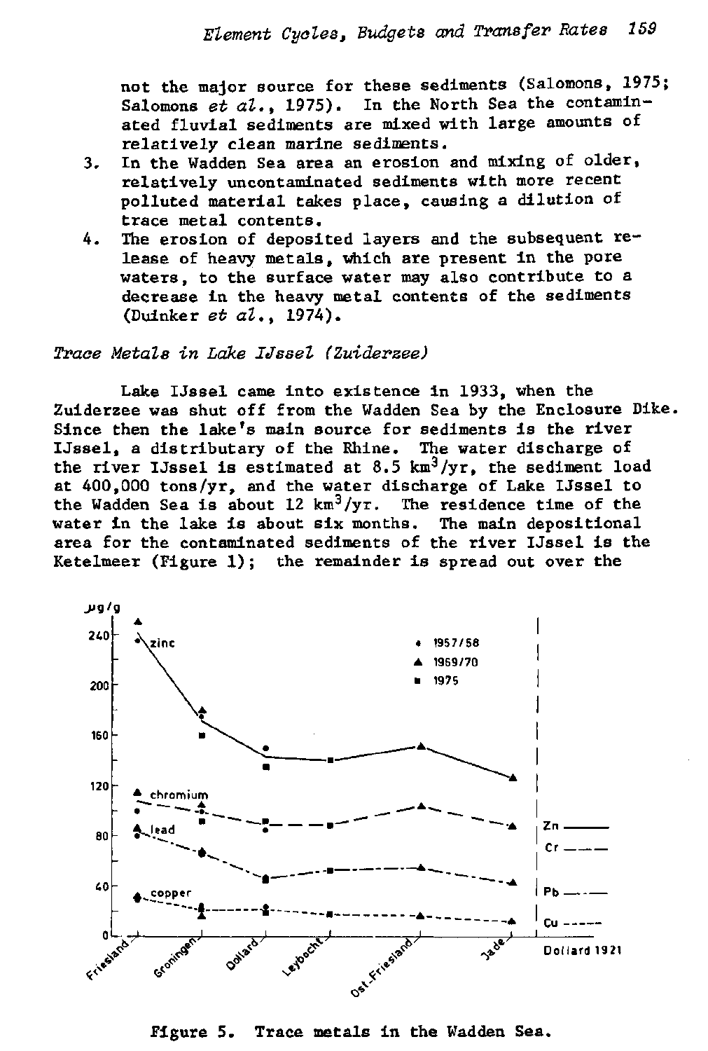not the major source for these sediments (Salomons, 1975; Salomons *et al.*, 1975). In the North Sea the contaminated fluvial sediments are mixed with large amounts of relatively clean marine sediments.

3. In the Wadden Sea area an erosion and mixing of older, relatively uncontaminated sediments with more recent polluted material takes place, causing a dilution of trace metal contents.
4. The erosion of deposited layers and the subsequent release of heavy metals, which are present in the pore waters, to the surface water may also contribute to a decrease in the heavy metal contents of the sediments (Duinker *et al.*, 1974).

*Trace Metals in Lake IJssel (Zuiderzee)*

Lake IJssel came into existence in 1933, when the Zuiderzee was shut off from the Wadden Sea by the Enclosure Dike. Since then the lake's main source for sediments is the river IJssel, a distributary of the Rhine. The water discharge of the river IJssel is estimated at 8.5 $km^3/yr$, the sediment load at 400,000 tons/yr, and the water discharge of Lake IJssel to the Wadden Sea is about 12 $km^3/yr$. The residence time of the water in the lake is about six months. The main depositional area for the contaminated sediments of the river IJssel is the Ketelmeer (Figure 1); the remainder is spread out over the

Figure 5. Trace metals in the Wadden Sea.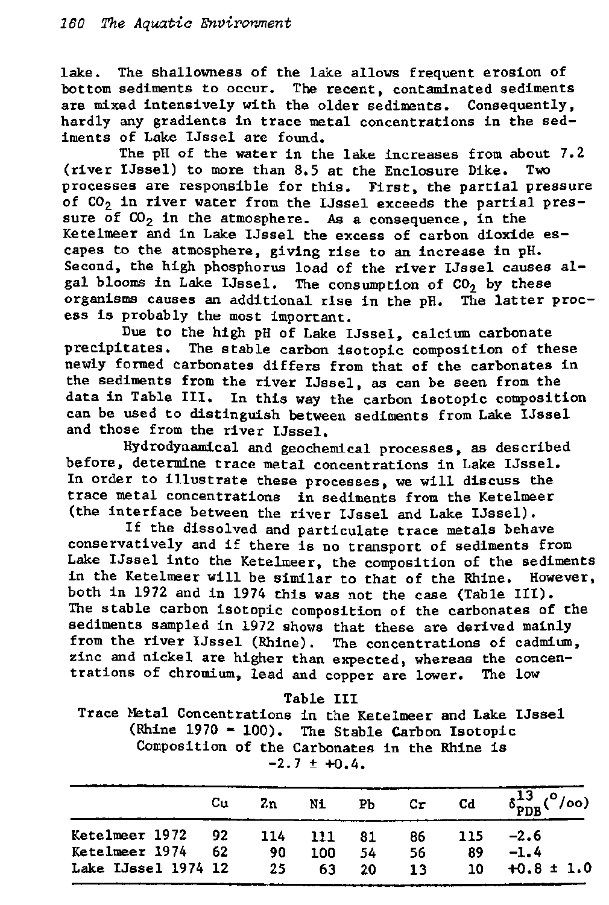lake. The shallowness of the lake allows frequent erosion of bottom sediments to occur. The recent, contaminated sediments are mixed intensively with the older sediments. Consequently, hardly any gradients in trace metal concentrations in the sediments of Lake IJssel are found.

The pH of the water in the lake increases from about 7.2 (river IJssel) to more than 8.5 at the Enclosure Dike. Two processes are responsible for this. First, the partial pressure of $CO_2$ in river water from the IJssel exceeds the partial pressure of $CO_2$ in the atmosphere. As a consequence, in the Ketelmeer and in Lake IJssel the excess of carbon dioxide escapes to the atmosphere, giving rise to an increase in pH. Second, the high phosphorus load of the river IJssel causes algal blooms in Lake IJssel. The consumption of $CO_2$ by these organisms causes an additional rise in the pH. The latter process is probably the most important.

Due to the high pH of Lake IJssel, calcium carbonate precipitates. The stable carbon isotopic composition of these newly formed carbonates differs from that of the carbonates in the sediments from the river IJssel, as can be seen from the data in Table III. In this way the carbon isotopic composition can be used to distinguish between sediments from Lake IJssel and those from the river IJssel.

Hydrodynamical and geochemical processes, as described before, determine trace metal concentrations in Lake IJssel. In order to illustrate these processes, we will discuss the trace metal concentrations in sediments from the Ketelmeer (the interface between the river IJssel and Lake IJssel).

If the dissolved and particulate trace metals behave conservatively and if there is no transport of sediments from Lake IJssel into the Ketelmeer, the composition of the sediments in the Ketelmeer will be similar to that of the Rhine. However, both in 1972 and in 1974 this was not the case (Table III). The stable carbon isotopic composition of the carbonates of the sediments sampled in 1972 shows that these are derived mainly from the river IJssel (Rhine). The concentrations of cadmium, zinc and nickel are higher than expected, whereas the concentrations of chromium, lead and copper are lower. The low

Table III
Trace Metal Concentrations in the Ketelmeer and Lake IJssel (Rhine 1970 = 100). The Stable Carbon Isotopic Composition of the Carbonates in the Rhine is $-2.7 \pm +0.4$.

| | Cu | Zn | Ni | Pb | Cr | Cd | $\delta^{13}_{PDB}$ (°/oo) |
|---|---|---|---|---|---|---|---|
| Ketelmeer 1972 | 92 | 114 | 111 | 81 | 86 | 115 | −2.6 |
| Ketelmeer 1974 | 62 | 90 | 100 | 54 | 56 | 89 | −1.4 |
| Lake IJssel 1974 | 12 | 25 | 63 | 20 | 13 | 10 | +0.8 ± 1.0 |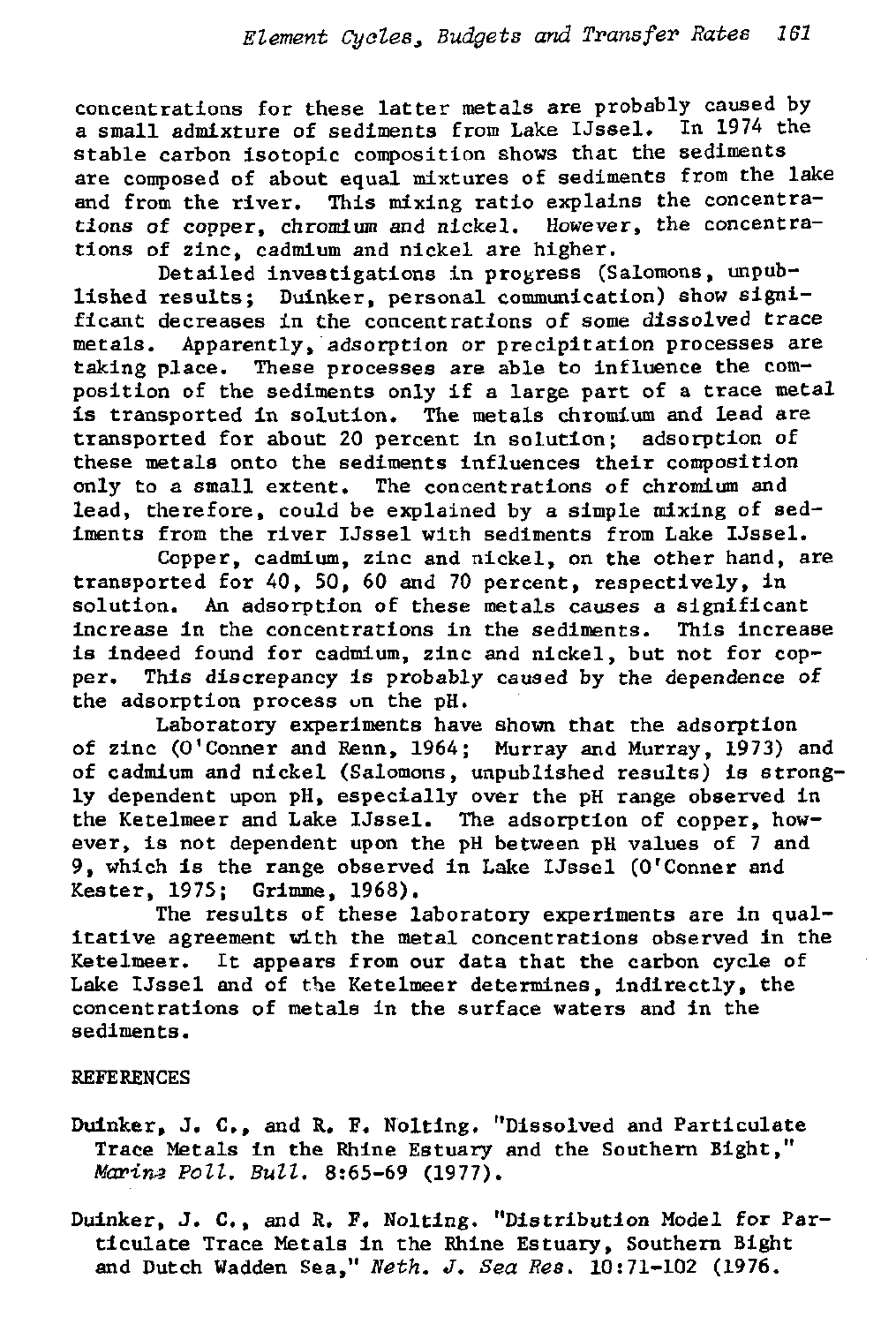concentrations for these latter metals are probably caused by a small admixture of sediments from Lake IJssel. In 1974 the stable carbon isotopic composition shows that the sediments are composed of about equal mixtures of sediments from the lake and from the river. This mixing ratio explains the concentrations of copper, chromium and nickel. However, the concentrations of zinc, cadmium and nickel are higher.

Detailed investigations in progress (Salomons, unpublished results; Duinker, personal communication) show significant decreases in the concentrations of some dissolved trace metals. Apparently, adsorption or precipitation processes are taking place. These processes are able to influence the composition of the sediments only if a large part of a trace metal is transported in solution. The metals chromium and lead are transported for about 20 percent in solution; adsorption of these metals onto the sediments influences their composition only to a small extent. The concentrations of chromium and lead, therefore, could be explained by a simple mixing of sediments from the river IJssel with sediments from Lake IJssel.

Copper, cadmium, zinc and nickel, on the other hand, are transported for 40, 50, 60 and 70 percent, respectively, in solution. An adsorption of these metals causes a significant increase in the concentrations in the sediments. This increase is indeed found for cadmium, zinc and nickel, but not for copper. This discrepancy is probably caused by the dependence of the adsorption process on the pH.

Laboratory experiments have shown that the adsorption of zinc (O'Conner and Renn, 1964; Murray and Murray, 1973) and of cadmium and nickel (Salomons, unpublished results) is strongly dependent upon pH, especially over the pH range observed in the Ketelmeer and Lake IJssel. The adsorption of copper, however, is not dependent upon the pH between pH values of 7 and 9, which is the range observed in Lake IJssel (O'Conner and Kester, 1975; Grimme, 1968).

The results of these laboratory experiments are in qualitative agreement with the metal concentrations observed in the Ketelmeer. It appears from our data that the carbon cycle of Lake IJssel and of the Ketelmeer determines, indirectly, the concentrations of metals in the surface waters and in the sediments.

## REFERENCES

Duinker, J. C., and R. F. Nolting. "Dissolved and Particulate Trace Metals in the Rhine Estuary and the Southern Bight," *Marine Poll. Bull.* 8:65-69 (1977).

Duinker, J. C., and R. F. Nolting. "Distribution Model for Particulate Trace Metals in the Rhine Estuary, Southern Bight and Dutch Wadden Sea," *Neth. J. Sea Res.* 10:71-102 (1976.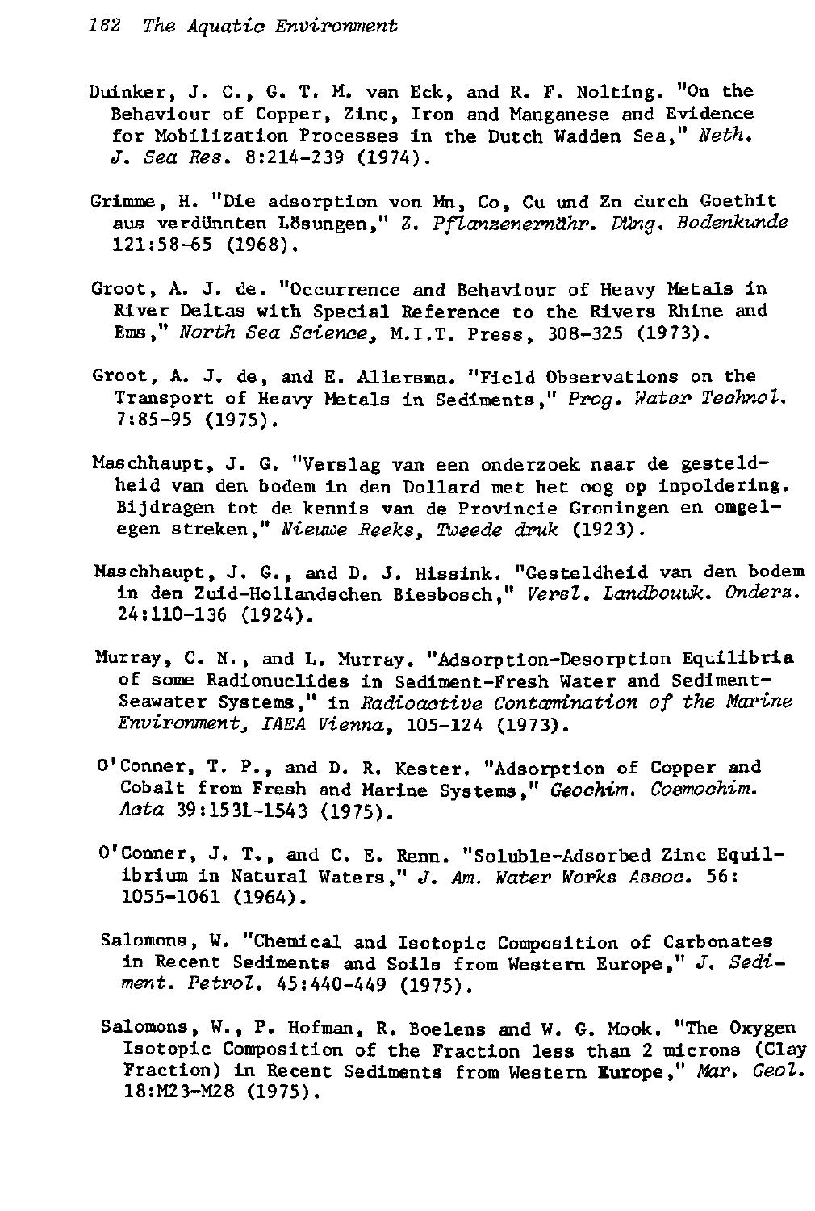Duinker, J. C., G. T. M. van Eck, and R. F. Nolting. "On the Behaviour of Copper, Zinc, Iron and Manganese and Evidence for Mobilization Processes in the Dutch Wadden Sea," *Neth. J. Sea Res.* 8:214-239 (1974).

Grimme, H. "Die adsorption von Mn, Co, Cu und Zn durch Goethit aus verdünnten Lösungen," *Z. Pflanzenernähr. Düng. Bodenkunde* 121:58-65 (1968).

Groot, A. J. de. "Occurrence and Behaviour of Heavy Metals in River Deltas with Special Reference to the Rivers Rhine and Ems," *North Sea Science*, M.I.T. Press, 308-325 (1973).

Groot, A. J. de, and E. Allersma. "Field Observations on the Transport of Heavy Metals in Sediments," *Prog. Water Technol.* 7:85-95 (1975).

Maschhaupt, J. G. "Verslag van een onderzoek naar de gesteldheid van den bodem in den Dollard met het oog op inpoldering. Bijdragen tot de kennis van de Provincie Groningen en omgelegen streken," *Nieuwe Reeks, Tweede druk* (1923).

Maschhaupt, J. G., and D. J. Hissink. "Gesteldheid van den bodem in den Zuid-Hollandschen Biesbosch," *Versl. Landbouwk. Onderz.* 24:110-136 (1924).

Murray, C. N., and L. Murray. "Adsorption-Desorption Equilibria of some Radionuclides in Sediment-Fresh Water and Sediment-Seawater Systems," in *Radioactive Contamination of the Marine Environment, IAEA Vienna*, 105-124 (1973).

O'Conner, T. P., and D. R. Kester. "Adsorption of Copper and Cobalt from Fresh and Marine Systems," *Geochim. Cosmochim. Acta* 39:1531-1543 (1975).

O'Conner, J. T., and C. E. Renn. "Soluble-Adsorbed Zinc Equilibrium in Natural Waters," *J. Am. Water Works Assoc.* 56: 1055-1061 (1964).

Salomons, W. "Chemical and Isotopic Composition of Carbonates in Recent Sediments and Soils from Western Europe," *J. Sediment. Petrol.* 45:440-449 (1975).

Salomons, W., P. Hofman, R. Boelens and W. G. Mook. "The Oxygen Isotopic Composition of the Fraction less than 2 microns (Clay Fraction) in Recent Sediments from Western Europe," *Mar. Geol.* 18:M23-M28 (1975).